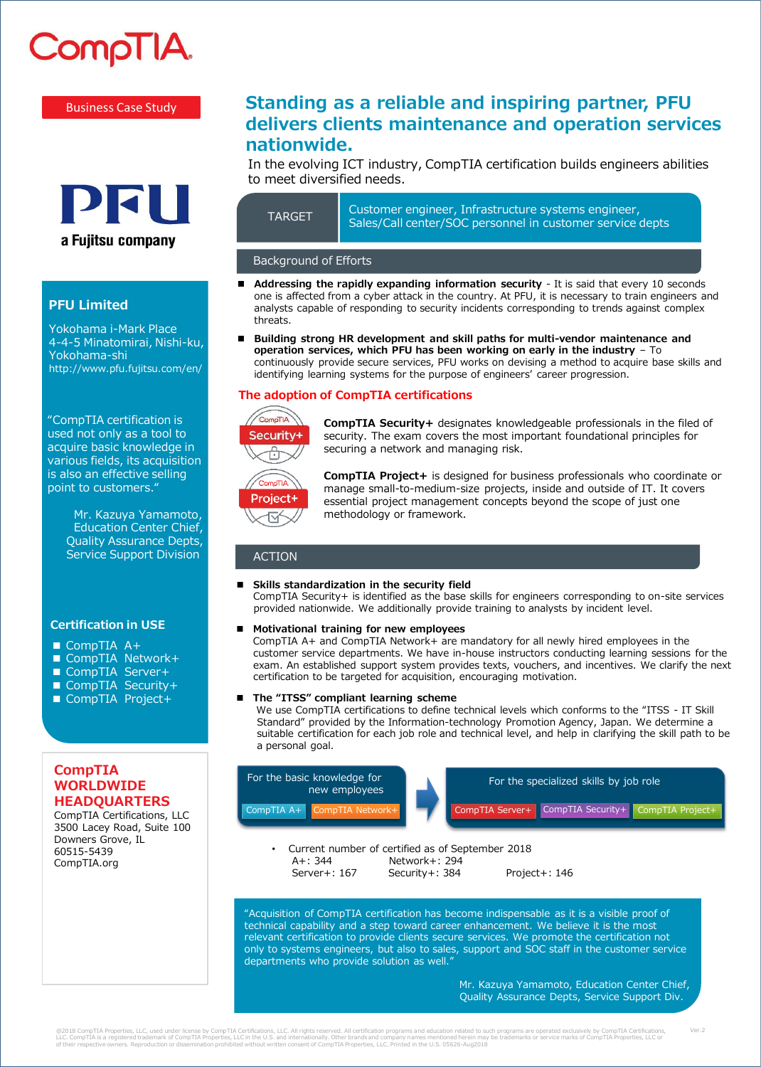CompTIA

Business Case Study

# Standing as a reliable and inspiring partner, PFU delivers clients maintenance and operation services nationwide.

In the evolving ICT industry, CompTIA certification builds engineers abilities to meet diversified needs.

PFU
a Fujitsu company

## PFU Limited

Yokohama i-Mark Place
4-4-5 Minatomirai, Nishi-ku, Yokohama-shi
http://www.pfu.fujitsu.com/en/

"CompTIA certification is used not only as a tool to acquire basic knowledge in various fields, its acquisition is also an effective selling point to customers."

Mr. Kazuya Yamamoto, Education Center Chief, Quality Assurance Depts, Service Support Division

## Certification in USE

- CompTIA A+
- CompTIA Network+
- CompTIA Server+
- CompTIA Security+
- CompTIA Project+

## CompTIA WORLDWIDE HEADQUARTERS

CompTIA Certifications, LLC
3500 Lacey Road, Suite 100
Downers Grove, IL
60515-5439
CompTIA.org

| TARGET | Customer engineer, Infrastructure systems engineer, Sales/Call center/SOC personnel in customer service depts |
|---|---|

## Background of Efforts

- **Addressing the rapidly expanding information security** - It is said that every 10 seconds one is affected from a cyber attack in the country. At PFU, it is necessary to train engineers and analysts capable of responding to security incidents corresponding to trends against complex threats.
- **Building strong HR development and skill paths for multi-vendor maintenance and operation services, which PFU has been working on early in the industry** – To continuously provide secure services, PFU works on devising a method to acquire base skills and identifying learning systems for the purpose of engineers' career progression.

## The adoption of CompTIA certifications

**CompTIA Security+** designates knowledgeable professionals in the filed of security. The exam covers the most important foundational principles for securing a network and managing risk.

**CompTIA Project+** is designed for business professionals who coordinate or manage small-to-medium-size projects, inside and outside of IT. It covers essential project management concepts beyond the scope of just one methodology or framework.

## ACTION

- **Skills standardization in the security field**
  CompTIA Security+ is identified as the base skills for engineers corresponding to on-site services provided nationwide. We additionally provide training to analysts by incident level.
- **Motivational training for new employees**
  CompTIA A+ and CompTIA Network+ are mandatory for all newly hired employees in the customer service departments. We have in-house instructors conducting learning sessions for the exam. An established support system provides texts, vouchers, and incentives. We clarify the next certification to be targeted for acquisition, encouraging motivation.
- **The "ITSS" compliant learning scheme**
  We use CompTIA certifications to define technical levels which conforms to the "ITSS - IT Skill Standard" provided by the Information-technology Promotion Agency, Japan. We determine a suitable certification for each job role and technical level, and help in clarifying the skill path to be a personal goal.

| For the basic knowledge for new employees | | → | For the specialized skills by job role | | |
|---|---|---|---|---|---|
| CompTIA A+ | CompTIA Network+ | | CompTIA Server+ | CompTIA Security+ | CompTIA Project+ |

- Current number of certified as of September 2018
  A+: 344 Network+: 294
  Server+: 167 Security+: 384 Project+: 146

"Acquisition of CompTIA certification has become indispensable as it is a visible proof of technical capability and a step toward career enhancement. We believe it is the most relevant certification to provide clients secure services. We promote the certification not only to systems engineers, but also to sales, support and SOC staff in the customer service departments who provide solution as well."

Mr. Kazuya Yamamoto, Education Center Chief, Quality Assurance Depts, Service Support Div.

©2018 CompTIA Properties, LLC, used under license by CompTIA Certifications, LLC. All rights reserved. All certification programs and education related to such programs are operated exclusively by CompTIA Certifications, LLC. CompTIA is a registered trademark of CompTIA Properties, LLC in the U.S. and internationally. Other brands and company names mentioned herein may be trademarks or service marks of CompTIA Properties, LLC or of their respective owners. Reproduction or dissemination prohibited without written consent of CompTIA Properties, LLC. Printed in the U.S. 05626-Aug2018

Ver.2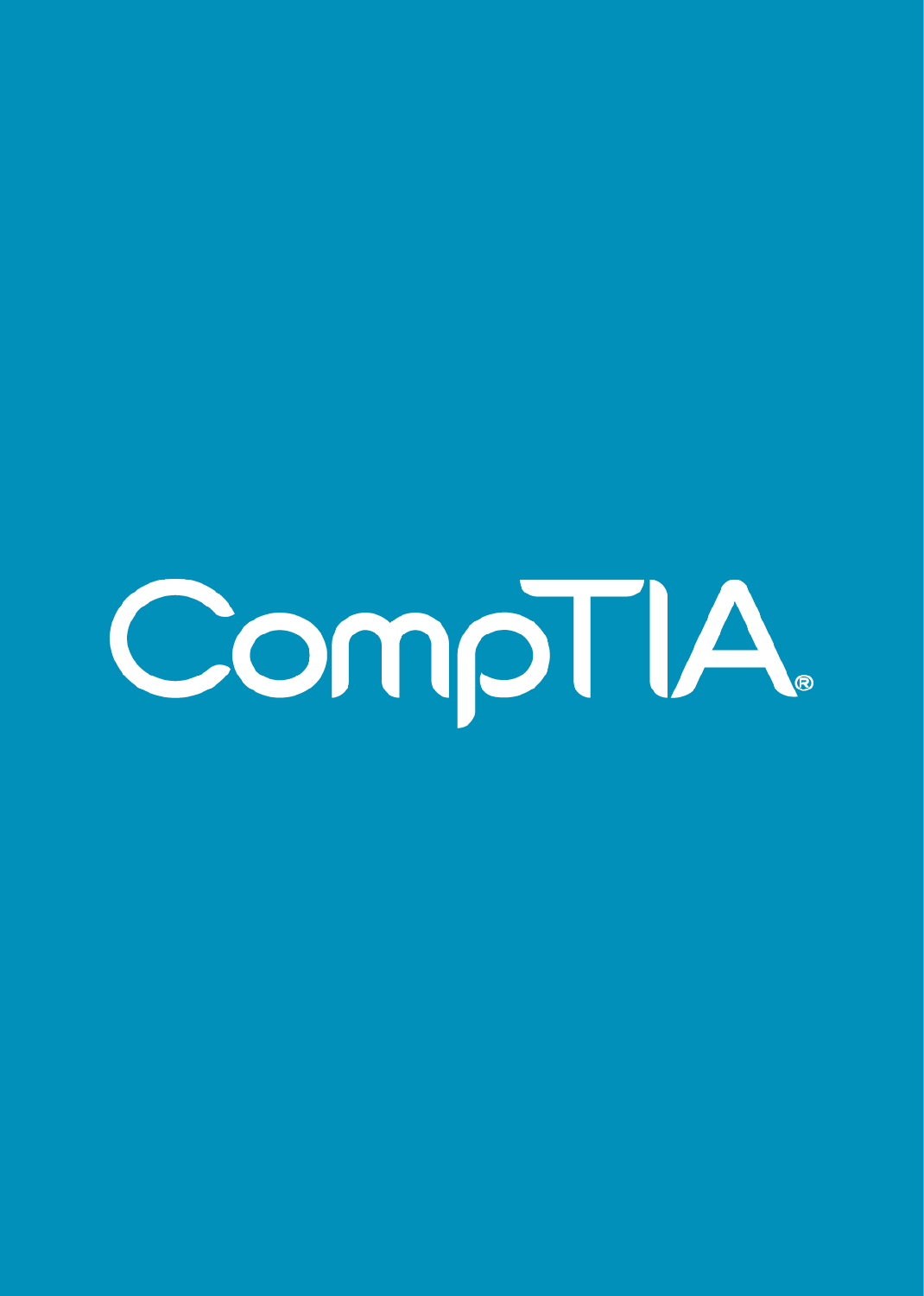CompTIA®